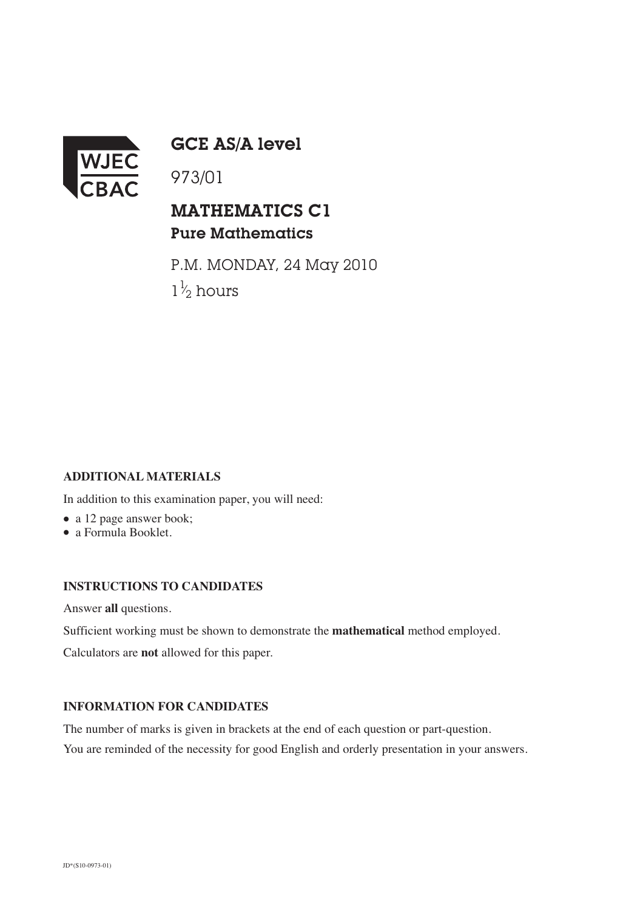WJEC CBAC

# GCE AS/A level

973/01

## MATHEMATICS C1
### Pure Mathematics

P.M. MONDAY, 24 May 2010

$1\frac{1}{2}$ hours

**ADDITIONAL MATERIALS**

In addition to this examination paper, you will need:

- a 12 page answer book;
- a Formula Booklet.

**INSTRUCTIONS TO CANDIDATES**

Answer **all** questions.

Sufficient working must be shown to demonstrate the **mathematical** method employed.

Calculators are **not** allowed for this paper.

**INFORMATION FOR CANDIDATES**

The number of marks is given in brackets at the end of each question or part-question.

You are reminded of the necessity for good English and orderly presentation in your answers.

JD*(S10-0973-01)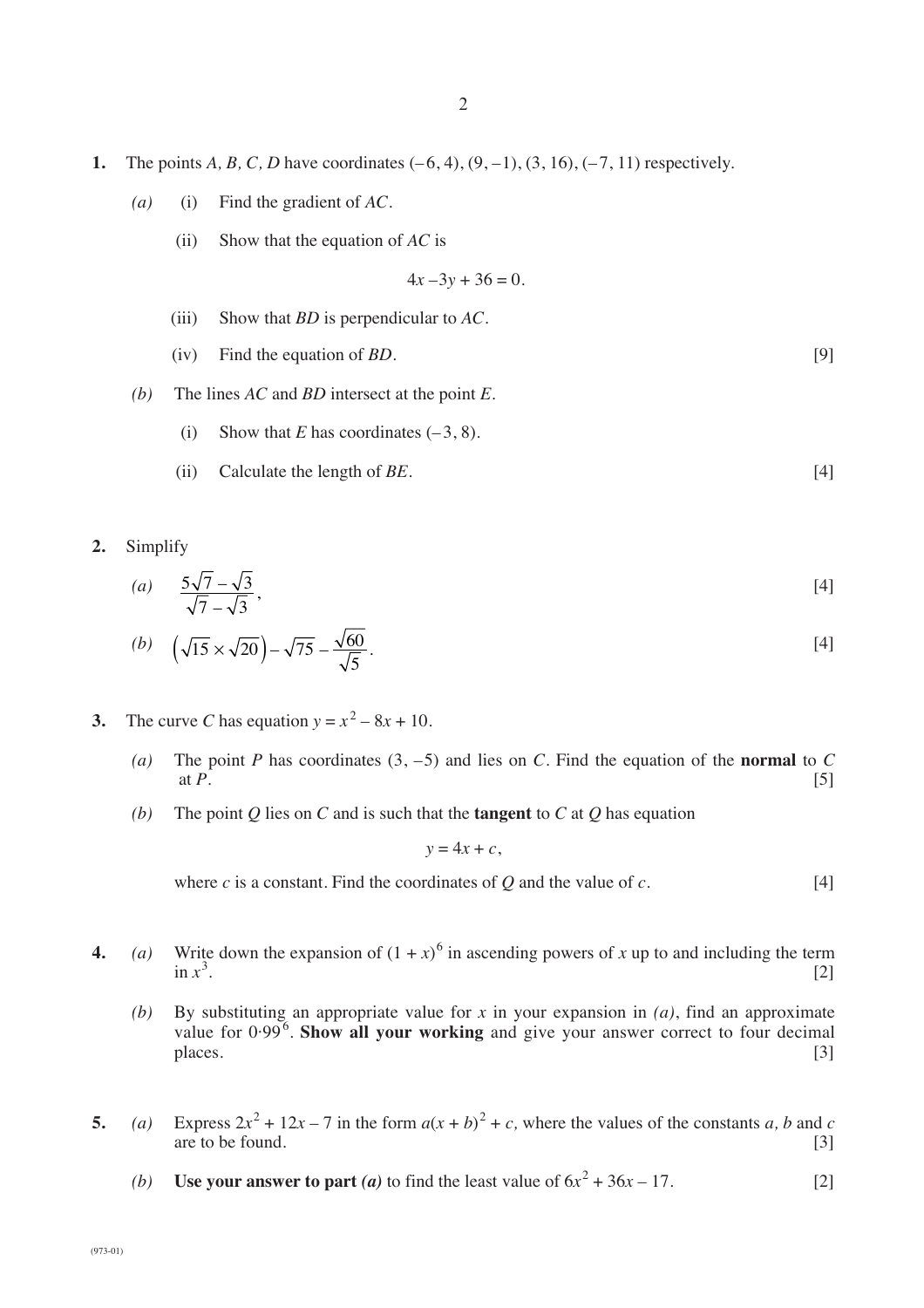**1.** The points $A, B, C, D$ have coordinates $(-6, 4)$, $(9, -1)$, $(3, 16)$, $(-7, 11)$ respectively.

*(a)* (i) Find the gradient of $AC$.

(ii) Show that the equation of $AC$ is

$$4x - 3y + 36 = 0.$$

(iii) Show that $BD$ is perpendicular to $AC$.

(iv) Find the equation of $BD$. [9]

*(b)* The lines $AC$ and $BD$ intersect at the point $E$.

(i) Show that $E$ has coordinates $(-3, 8)$.

(ii) Calculate the length of $BE$. [4]

**2.** Simplify

*(a)* $\dfrac{5\sqrt{7} - \sqrt{3}}{\sqrt{7} - \sqrt{3}}$, [4]

*(b)* $\left(\sqrt{15} \times \sqrt{20}\right) - \sqrt{75} - \dfrac{\sqrt{60}}{\sqrt{5}}$. [4]

**3.** The curve $C$ has equation $y = x^2 - 8x + 10$.

*(a)* The point $P$ has coordinates $(3, -5)$ and lies on $C$. Find the equation of the **normal** to $C$ at $P$. [5]

*(b)* The point $Q$ lies on $C$ and is such that the **tangent** to $C$ at $Q$ has equation

$$y = 4x + c,$$

where $c$ is a constant. Find the coordinates of $Q$ and the value of $c$. [4]

**4.** *(a)* Write down the expansion of $(1 + x)^6$ in ascending powers of $x$ up to and including the term in $x^3$. [2]

*(b)* By substituting an appropriate value for $x$ in your expansion in *(a)*, find an approximate value for $0{\cdot}99^6$. **Show all your working** and give your answer correct to four decimal places. [3]

**5.** *(a)* Express $2x^2 + 12x - 7$ in the form $a(x + b)^2 + c$, where the values of the constants $a$, $b$ and $c$ are to be found. [3]

*(b)* **Use your answer to part *(a)*** to find the least value of $6x^2 + 36x - 17$. [2]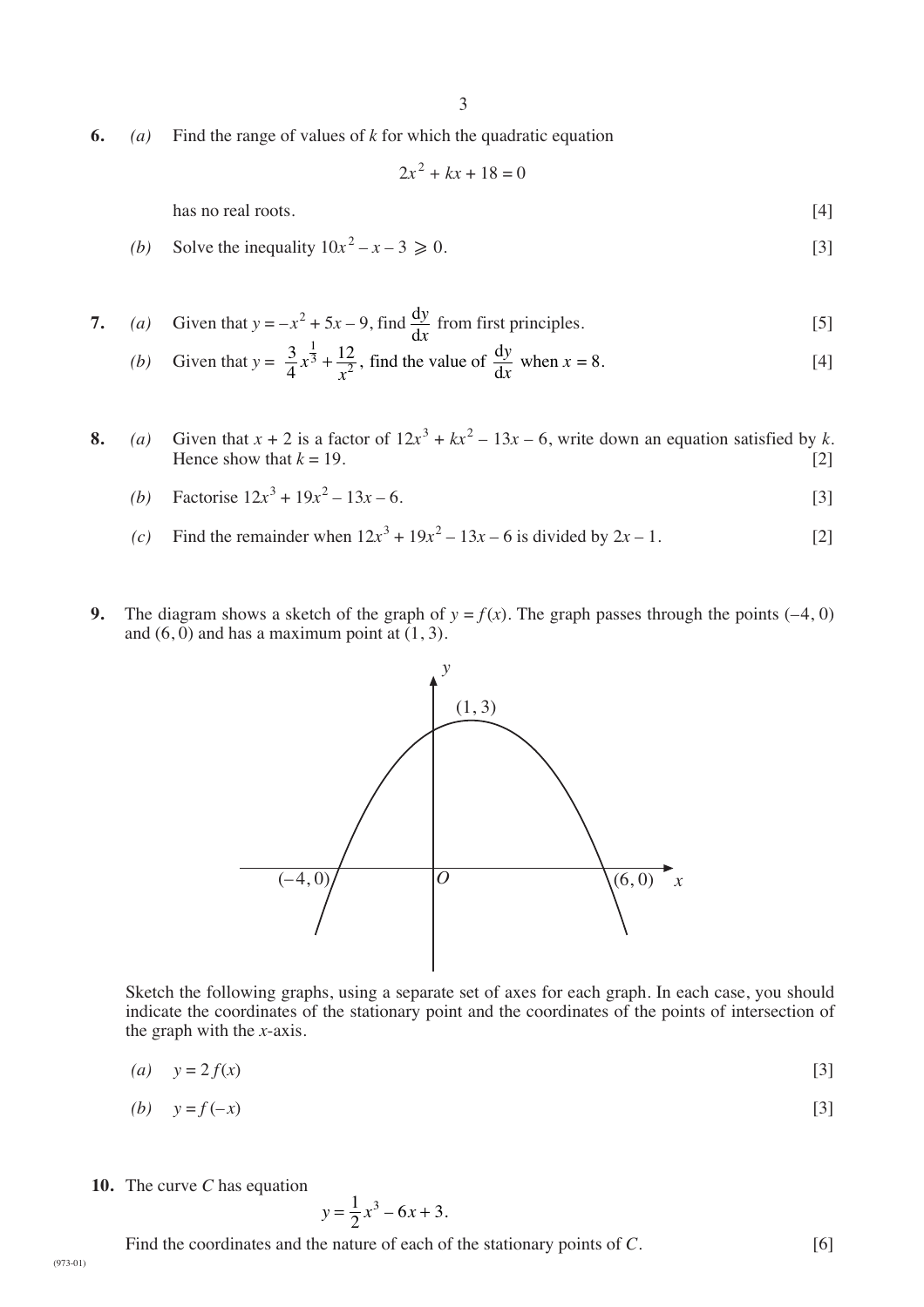**6.** *(a)* Find the range of values of $k$ for which the quadratic equation

$$2x^2 + kx + 18 = 0$$

has no real roots. [4]

*(b)* Solve the inequality $10x^2 - x - 3 \geqslant 0$. [3]

**7.** *(a)* Given that $y = -x^2 + 5x - 9$, find $\frac{dy}{dx}$ from first principles. [5]

*(b)* Given that $y = \frac{3}{4}x^{\frac{1}{3}} + \frac{12}{x^2}$, find the value of $\frac{dy}{dx}$ when $x = 8$. [4]

**8.** *(a)* Given that $x + 2$ is a factor of $12x^3 + kx^2 - 13x - 6$, write down an equation satisfied by $k$. Hence show that $k = 19$. [2]

*(b)* Factorise $12x^3 + 19x^2 - 13x - 6$. [3]

*(c)* Find the remainder when $12x^3 + 19x^2 - 13x - 6$ is divided by $2x - 1$. [2]

**9.** The diagram shows a sketch of the graph of $y = f(x)$. The graph passes through the points $(-4, 0)$ and $(6, 0)$ and has a maximum point at $(1, 3)$.

y

(1, 3)

(–4, 0)

O

(6, 0)

x

Sketch the following graphs, using a separate set of axes for each graph. In each case, you should indicate the coordinates of the stationary point and the coordinates of the points of intersection of the graph with the $x$-axis.

*(a)* $y = 2f(x)$ [3]

*(b)* $y = f(-x)$ [3]

**10.** The curve $C$ has equation

$$y = \frac{1}{2}x^3 - 6x + 3.$$

Find the coordinates and the nature of each of the stationary points of $C$. [6]